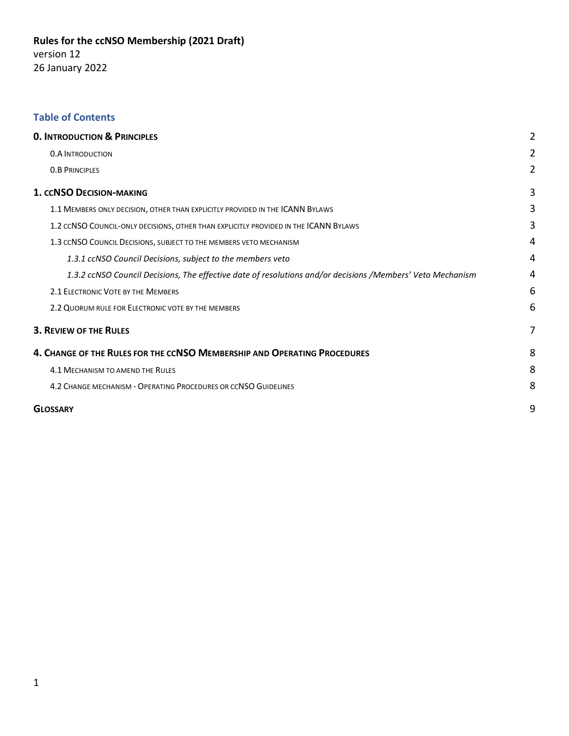**Rules for the ccNSO Membership (2021 Draft)**
version 12
26 January 2022

## Table of Contents

**0. Introduction & Principles** 2

- 0.A Introduction 2
- 0.B Principles 2

**1. ccNSO Decision-making** 3

- 1.1 Members only decision, other than explicitly provided in the ICANN Bylaws 3
- 1.2 ccNSO Council-only decisions, other than explicitly provided in the ICANN Bylaws 3
- 1.3 ccNSO Council Decisions, subject to the members veto mechanism 4
  - *1.3.1 ccNSO Council Decisions, subject to the members veto* 4
  - *1.3.2 ccNSO Council Decisions, The effective date of resolutions and/or decisions /Members' Veto Mechanism* 4
- 2.1 Electronic Vote by the Members 6
- 2.2 Quorum rule for Electronic vote by the members 6

**3. Review of the Rules** 7

**4. Change of the Rules for the ccNSO Membership and Operating Procedures** 8

- 4.1 Mechanism to amend the Rules 8
- 4.2 Change mechanism - Operating Procedures or ccNSO Guidelines 8

**Glossary** 9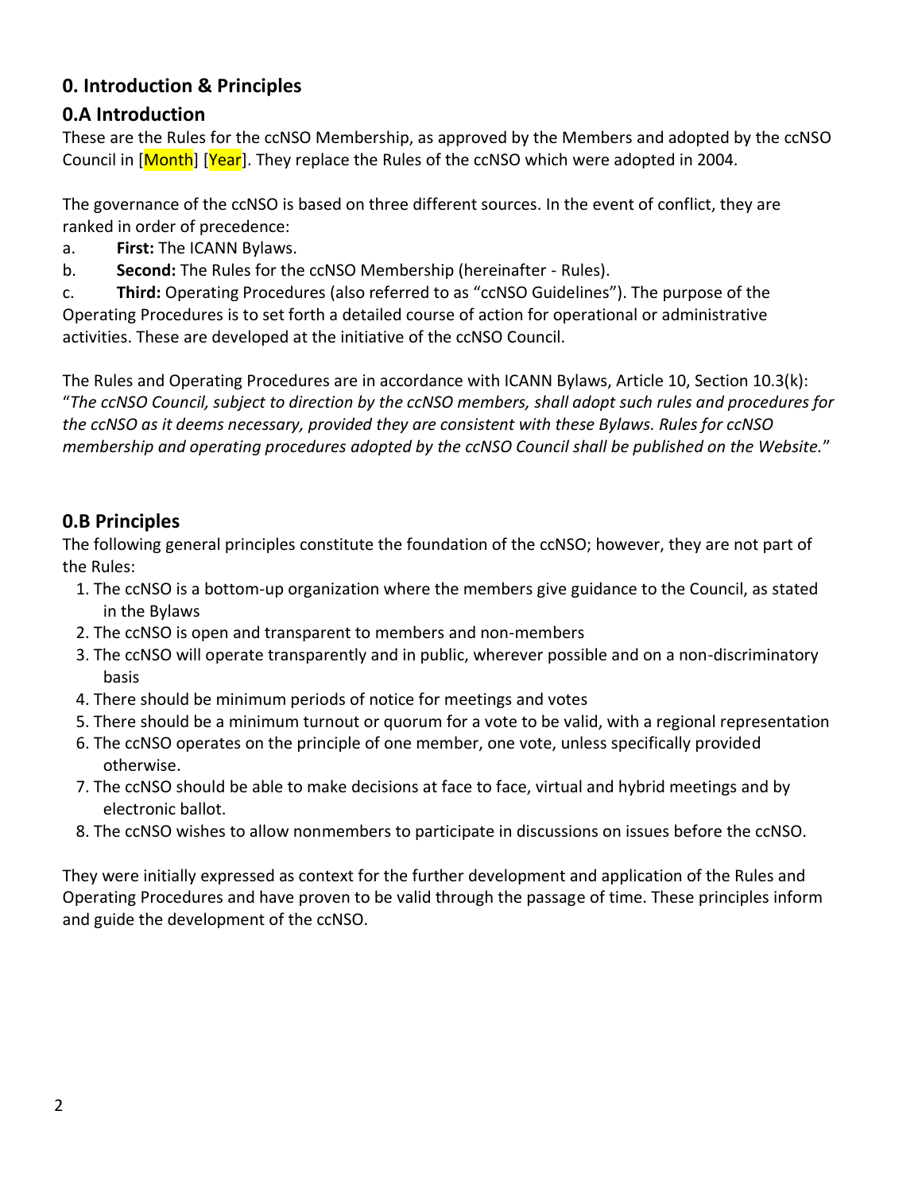## 0. Introduction & Principles

### 0.A Introduction

These are the Rules for the ccNSO Membership, as approved by the Members and adopted by the ccNSO Council in [Month] [Year]. They replace the Rules of the ccNSO which were adopted in 2004.

The governance of the ccNSO is based on three different sources. In the event of conflict, they are ranked in order of precedence:

a. **First:** The ICANN Bylaws.

b. **Second:** The Rules for the ccNSO Membership (hereinafter - Rules).

c. **Third:** Operating Procedures (also referred to as "ccNSO Guidelines"). The purpose of the Operating Procedures is to set forth a detailed course of action for operational or administrative activities. These are developed at the initiative of the ccNSO Council.

The Rules and Operating Procedures are in accordance with ICANN Bylaws, Article 10, Section 10.3(k): "*The ccNSO Council, subject to direction by the ccNSO members, shall adopt such rules and procedures for the ccNSO as it deems necessary, provided they are consistent with these Bylaws. Rules for ccNSO membership and operating procedures adopted by the ccNSO Council shall be published on the Website.*"

### 0.B Principles

The following general principles constitute the foundation of the ccNSO; however, they are not part of the Rules:

1. The ccNSO is a bottom-up organization where the members give guidance to the Council, as stated in the Bylaws
2. The ccNSO is open and transparent to members and non-members
3. The ccNSO will operate transparently and in public, wherever possible and on a non-discriminatory basis
4. There should be minimum periods of notice for meetings and votes
5. There should be a minimum turnout or quorum for a vote to be valid, with a regional representation
6. The ccNSO operates on the principle of one member, one vote, unless specifically provided otherwise.
7. The ccNSO should be able to make decisions at face to face, virtual and hybrid meetings and by electronic ballot.
8. The ccNSO wishes to allow nonmembers to participate in discussions on issues before the ccNSO.

They were initially expressed as context for the further development and application of the Rules and Operating Procedures and have proven to be valid through the passage of time. These principles inform and guide the development of the ccNSO.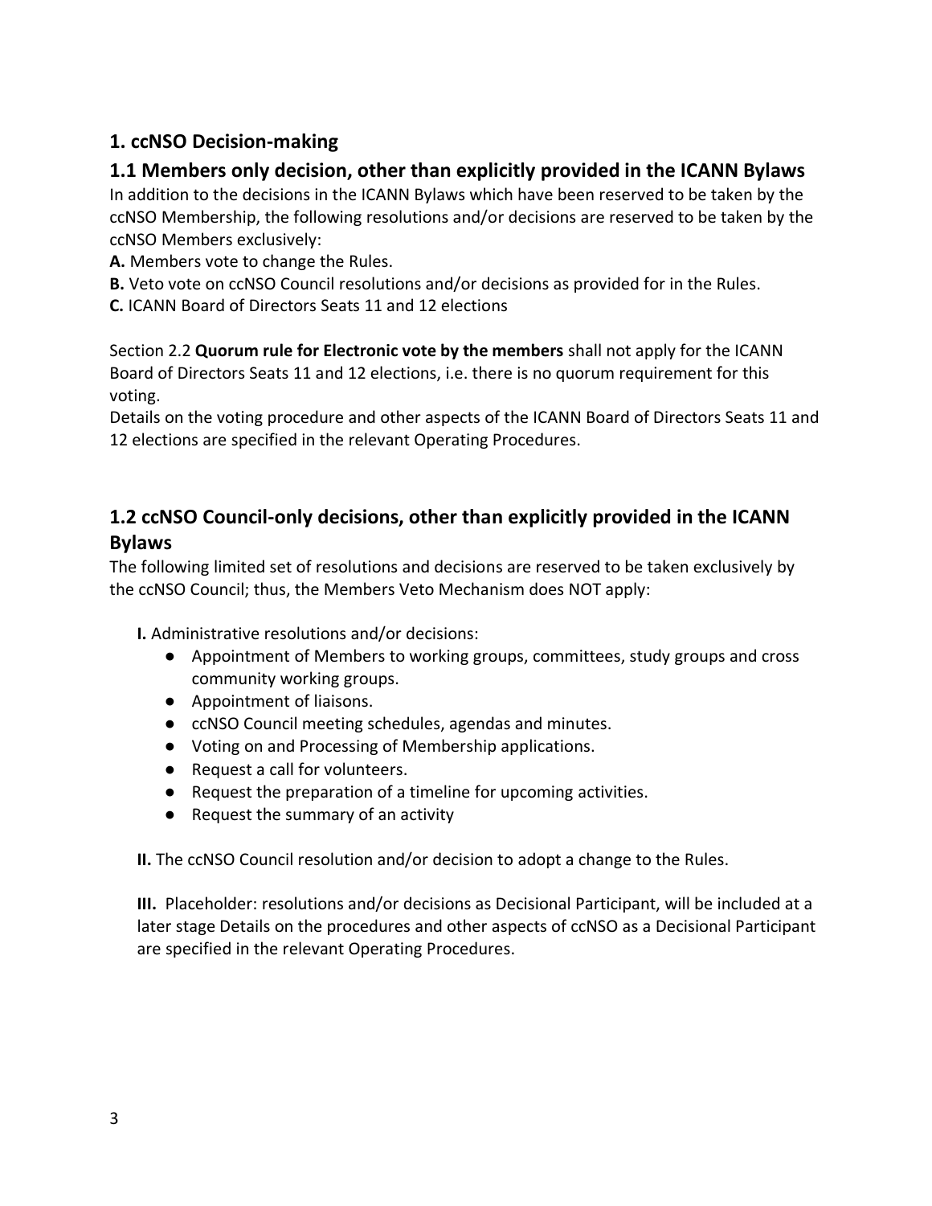# 1. ccNSO Decision-making

## 1.1 Members only decision, other than explicitly provided in the ICANN Bylaws

In addition to the decisions in the ICANN Bylaws which have been reserved to be taken by the ccNSO Membership, the following resolutions and/or decisions are reserved to be taken by the ccNSO Members exclusively:

**A.** Members vote to change the Rules.

**B.** Veto vote on ccNSO Council resolutions and/or decisions as provided for in the Rules.

**C.** ICANN Board of Directors Seats 11 and 12 elections

Section 2.2 **Quorum rule for Electronic vote by the members** shall not apply for the ICANN Board of Directors Seats 11 and 12 elections, i.e. there is no quorum requirement for this voting.

Details on the voting procedure and other aspects of the ICANN Board of Directors Seats 11 and 12 elections are specified in the relevant Operating Procedures.

## 1.2 ccNSO Council-only decisions, other than explicitly provided in the ICANN Bylaws

The following limited set of resolutions and decisions are reserved to be taken exclusively by the ccNSO Council; thus, the Members Veto Mechanism does NOT apply:

**I.** Administrative resolutions and/or decisions:

- Appointment of Members to working groups, committees, study groups and cross community working groups.
- Appointment of liaisons.
- ccNSO Council meeting schedules, agendas and minutes.
- Voting on and Processing of Membership applications.
- Request a call for volunteers.
- Request the preparation of a timeline for upcoming activities.
- Request the summary of an activity

**II.** The ccNSO Council resolution and/or decision to adopt a change to the Rules.

**III.** Placeholder: resolutions and/or decisions as Decisional Participant, will be included at a later stage Details on the procedures and other aspects of ccNSO as a Decisional Participant are specified in the relevant Operating Procedures.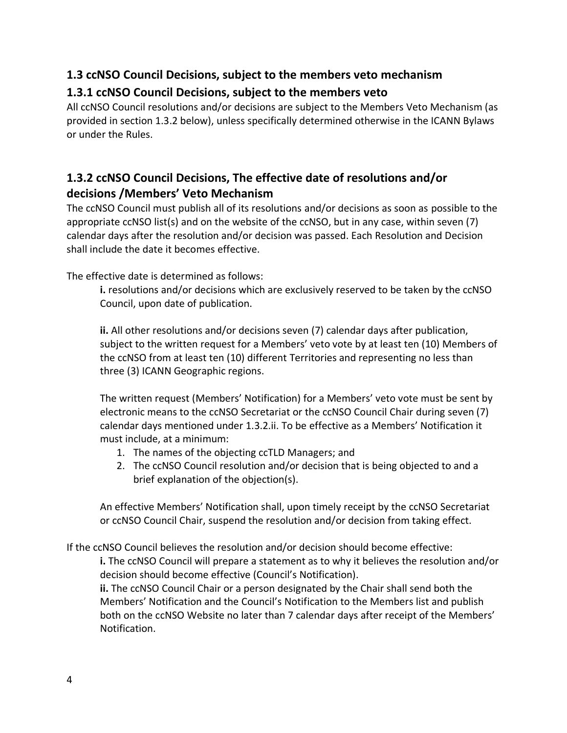## 1.3 ccNSO Council Decisions, subject to the members veto mechanism

### 1.3.1 ccNSO Council Decisions, subject to the members veto

All ccNSO Council resolutions and/or decisions are subject to the Members Veto Mechanism (as provided in section 1.3.2 below), unless specifically determined otherwise in the ICANN Bylaws or under the Rules.

### 1.3.2 ccNSO Council Decisions, The effective date of resolutions and/or decisions /Members' Veto Mechanism

The ccNSO Council must publish all of its resolutions and/or decisions as soon as possible to the appropriate ccNSO list(s) and on the website of the ccNSO, but in any case, within seven (7) calendar days after the resolution and/or decision was passed. Each Resolution and Decision shall include the date it becomes effective.

The effective date is determined as follows:

**i.** resolutions and/or decisions which are exclusively reserved to be taken by the ccNSO Council, upon date of publication.

**ii.** All other resolutions and/or decisions seven (7) calendar days after publication, subject to the written request for a Members' veto vote by at least ten (10) Members of the ccNSO from at least ten (10) different Territories and representing no less than three (3) ICANN Geographic regions.

The written request (Members' Notification) for a Members' veto vote must be sent by electronic means to the ccNSO Secretariat or the ccNSO Council Chair during seven (7) calendar days mentioned under 1.3.2.ii. To be effective as a Members' Notification it must include, at a minimum:

1. The names of the objecting ccTLD Managers; and
2. The ccNSO Council resolution and/or decision that is being objected to and a brief explanation of the objection(s).

An effective Members' Notification shall, upon timely receipt by the ccNSO Secretariat or ccNSO Council Chair, suspend the resolution and/or decision from taking effect.

If the ccNSO Council believes the resolution and/or decision should become effective:

**i.** The ccNSO Council will prepare a statement as to why it believes the resolution and/or decision should become effective (Council's Notification).

**ii.** The ccNSO Council Chair or a person designated by the Chair shall send both the Members' Notification and the Council's Notification to the Members list and publish both on the ccNSO Website no later than 7 calendar days after receipt of the Members' Notification.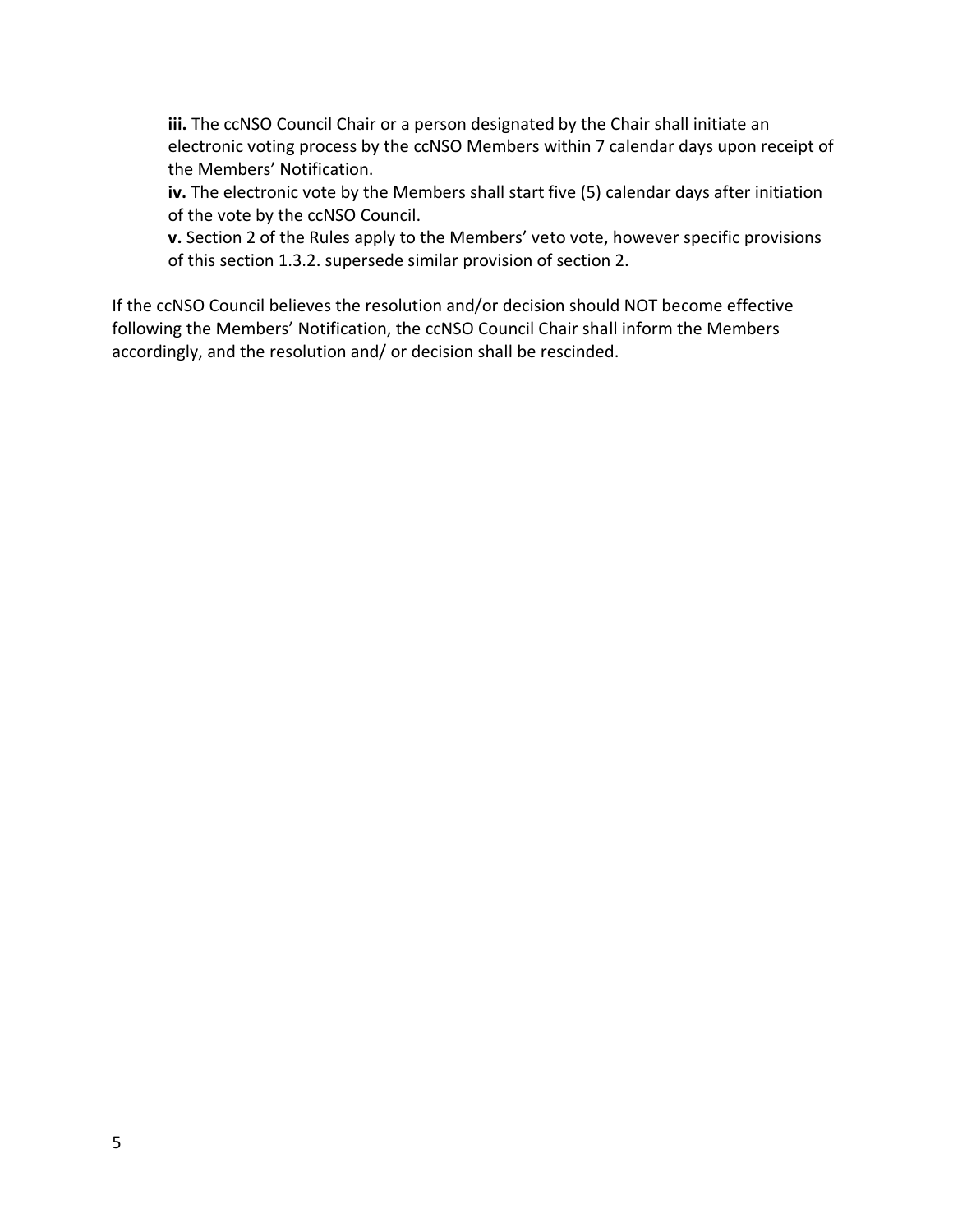**iii.** The ccNSO Council Chair or a person designated by the Chair shall initiate an electronic voting process by the ccNSO Members within 7 calendar days upon receipt of the Members' Notification.

**iv.** The electronic vote by the Members shall start five (5) calendar days after initiation of the vote by the ccNSO Council.

**v.** Section 2 of the Rules apply to the Members' veto vote, however specific provisions of this section 1.3.2. supersede similar provision of section 2.

If the ccNSO Council believes the resolution and/or decision should NOT become effective following the Members' Notification, the ccNSO Council Chair shall inform the Members accordingly, and the resolution and/ or decision shall be rescinded.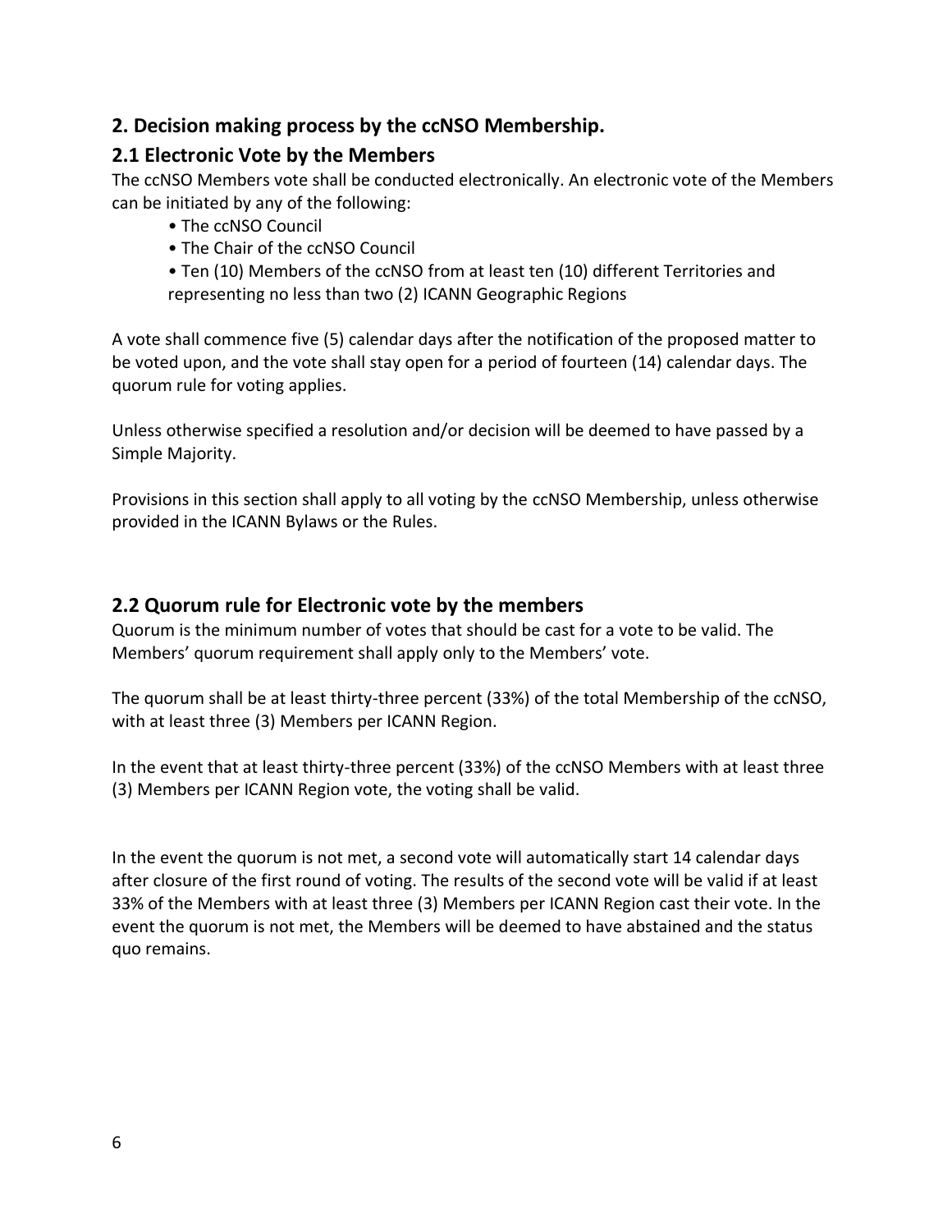## 2. Decision making process by the ccNSO Membership.

## 2.1 Electronic Vote by the Members

The ccNSO Members vote shall be conducted electronically. An electronic vote of the Members can be initiated by any of the following:

- The ccNSO Council
- The Chair of the ccNSO Council
- Ten (10) Members of the ccNSO from at least ten (10) different Territories and representing no less than two (2) ICANN Geographic Regions

A vote shall commence five (5) calendar days after the notification of the proposed matter to be voted upon, and the vote shall stay open for a period of fourteen (14) calendar days. The quorum rule for voting applies.

Unless otherwise specified a resolution and/or decision will be deemed to have passed by a Simple Majority.

Provisions in this section shall apply to all voting by the ccNSO Membership, unless otherwise provided in the ICANN Bylaws or the Rules.

## 2.2 Quorum rule for Electronic vote by the members

Quorum is the minimum number of votes that should be cast for a vote to be valid. The Members' quorum requirement shall apply only to the Members' vote.

The quorum shall be at least thirty-three percent (33%) of the total Membership of the ccNSO, with at least three (3) Members per ICANN Region.

In the event that at least thirty-three percent (33%) of the ccNSO Members with at least three (3) Members per ICANN Region vote, the voting shall be valid.

In the event the quorum is not met, a second vote will automatically start 14 calendar days after closure of the first round of voting. The results of the second vote will be valid if at least 33% of the Members with at least three (3) Members per ICANN Region cast their vote. In the event the quorum is not met, the Members will be deemed to have abstained and the status quo remains.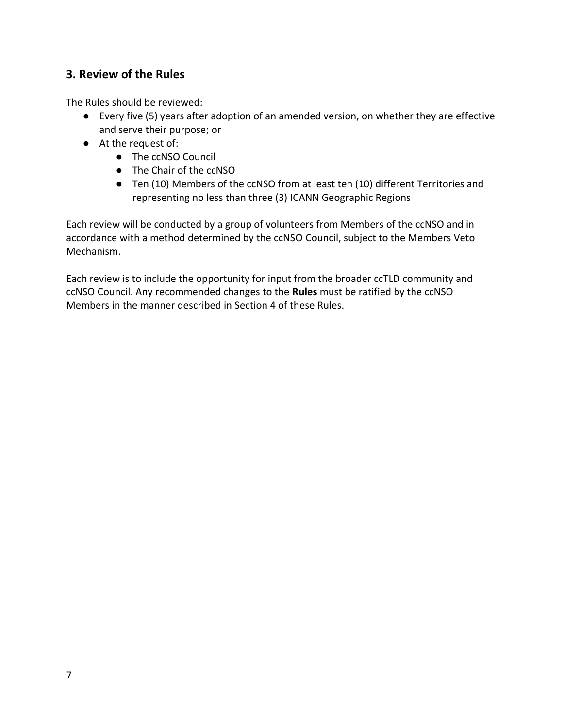## 3. Review of the Rules

The Rules should be reviewed:

- Every five (5) years after adoption of an amended version, on whether they are effective and serve their purpose; or
- At the request of:
  - The ccNSO Council
  - The Chair of the ccNSO
  - Ten (10) Members of the ccNSO from at least ten (10) different Territories and representing no less than three (3) ICANN Geographic Regions

Each review will be conducted by a group of volunteers from Members of the ccNSO and in accordance with a method determined by the ccNSO Council, subject to the Members Veto Mechanism.

Each review is to include the opportunity for input from the broader ccTLD community and ccNSO Council. Any recommended changes to the **Rules** must be ratified by the ccNSO Members in the manner described in Section 4 of these Rules.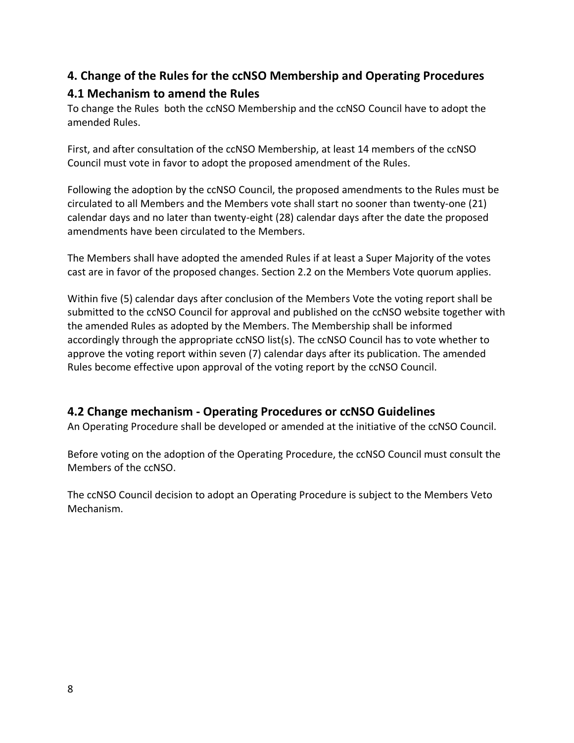## 4. Change of the Rules for the ccNSO Membership and Operating Procedures

### 4.1 Mechanism to amend the Rules

To change the Rules both the ccNSO Membership and the ccNSO Council have to adopt the amended Rules.

First, and after consultation of the ccNSO Membership, at least 14 members of the ccNSO Council must vote in favor to adopt the proposed amendment of the Rules.

Following the adoption by the ccNSO Council, the proposed amendments to the Rules must be circulated to all Members and the Members vote shall start no sooner than twenty-one (21) calendar days and no later than twenty-eight (28) calendar days after the date the proposed amendments have been circulated to the Members.

The Members shall have adopted the amended Rules if at least a Super Majority of the votes cast are in favor of the proposed changes. Section 2.2 on the Members Vote quorum applies.

Within five (5) calendar days after conclusion of the Members Vote the voting report shall be submitted to the ccNSO Council for approval and published on the ccNSO website together with the amended Rules as adopted by the Members. The Membership shall be informed accordingly through the appropriate ccNSO list(s). The ccNSO Council has to vote whether to approve the voting report within seven (7) calendar days after its publication. The amended Rules become effective upon approval of the voting report by the ccNSO Council.

### 4.2 Change mechanism - Operating Procedures or ccNSO Guidelines

An Operating Procedure shall be developed or amended at the initiative of the ccNSO Council.

Before voting on the adoption of the Operating Procedure, the ccNSO Council must consult the Members of the ccNSO.

The ccNSO Council decision to adopt an Operating Procedure is subject to the Members Veto Mechanism.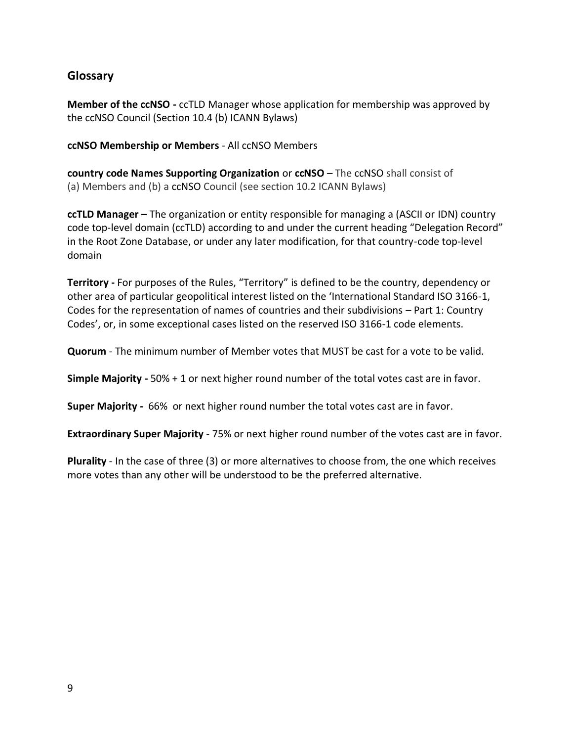## Glossary

**Member of the ccNSO -** ccTLD Manager whose application for membership was approved by the ccNSO Council (Section 10.4 (b) ICANN Bylaws)

**ccNSO Membership or Members** - All ccNSO Members

**country code Names Supporting Organization** or **ccNSO** – The ccNSO shall consist of (a) Members and (b) a ccNSO Council (see section 10.2 ICANN Bylaws)

**ccTLD Manager –** The organization or entity responsible for managing a (ASCII or IDN) country code top-level domain (ccTLD) according to and under the current heading "Delegation Record" in the Root Zone Database, or under any later modification, for that country-code top-level domain

**Territory -** For purposes of the Rules, "Territory" is defined to be the country, dependency or other area of particular geopolitical interest listed on the 'International Standard ISO 3166-1, Codes for the representation of names of countries and their subdivisions – Part 1: Country Codes', or, in some exceptional cases listed on the reserved ISO 3166-1 code elements.

**Quorum** - The minimum number of Member votes that MUST be cast for a vote to be valid.

**Simple Majority -** 50% + 1 or next higher round number of the total votes cast are in favor.

**Super Majority -** 66% or next higher round number the total votes cast are in favor.

**Extraordinary Super Majority** - 75% or next higher round number of the votes cast are in favor.

**Plurality** - In the case of three (3) or more alternatives to choose from, the one which receives more votes than any other will be understood to be the preferred alternative.